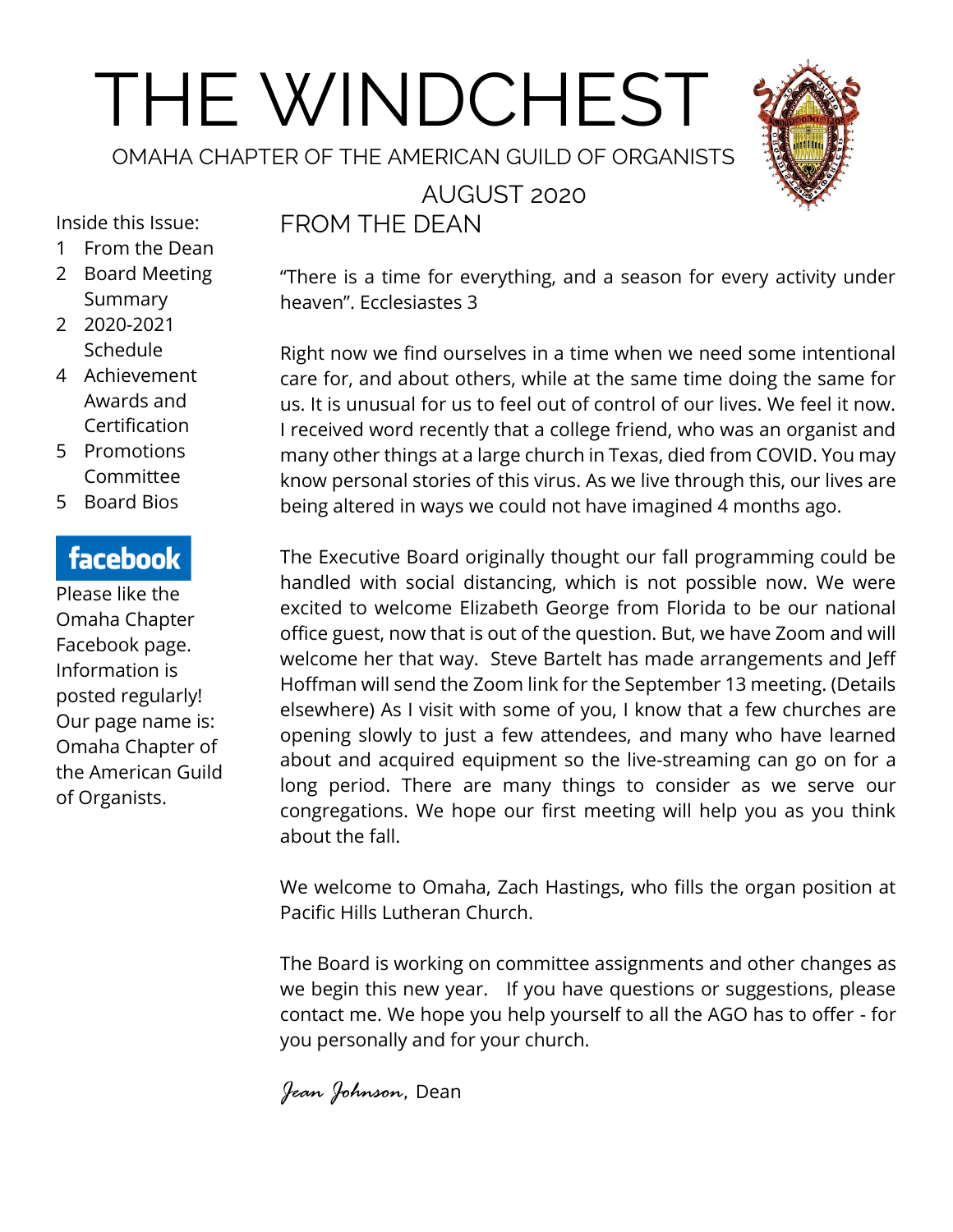# THE WINDCHEST

OMAHA CHAPTER OF THE AMERICAN GUILD OF ORGANISTS

AUGUST 2020

Inside this Issue:

1 From the Dean
2 Board Meeting Summary
2 2020-2021 Schedule
4 Achievement Awards and Certification
5 Promotions Committee
5 Board Bios

**facebook**

Please like the Omaha Chapter Facebook page. Information is posted regularly! Our page name is: Omaha Chapter of the American Guild of Organists.

## FROM THE DEAN

"There is a time for everything, and a season for every activity under heaven". Ecclesiastes 3

Right now we find ourselves in a time when we need some intentional care for, and about others, while at the same time doing the same for us. It is unusual for us to feel out of control of our lives. We feel it now. I received word recently that a college friend, who was an organist and many other things at a large church in Texas, died from COVID. You may know personal stories of this virus. As we live through this, our lives are being altered in ways we could not have imagined 4 months ago.

The Executive Board originally thought our fall programming could be handled with social distancing, which is not possible now. We were excited to welcome Elizabeth George from Florida to be our national office guest, now that is out of the question. But, we have Zoom and will welcome her that way. Steve Bartelt has made arrangements and Jeff Hoffman will send the Zoom link for the September 13 meeting. (Details elsewhere) As I visit with some of you, I know that a few churches are opening slowly to just a few attendees, and many who have learned about and acquired equipment so the live-streaming can go on for a long period. There are many things to consider as we serve our congregations. We hope our first meeting will help you as you think about the fall.

We welcome to Omaha, Zach Hastings, who fills the organ position at Pacific Hills Lutheran Church.

The Board is working on committee assignments and other changes as we begin this new year. If you have questions or suggestions, please contact me. We hope you help yourself to all the AGO has to offer - for you personally and for your church.

*Jean Johnson*, Dean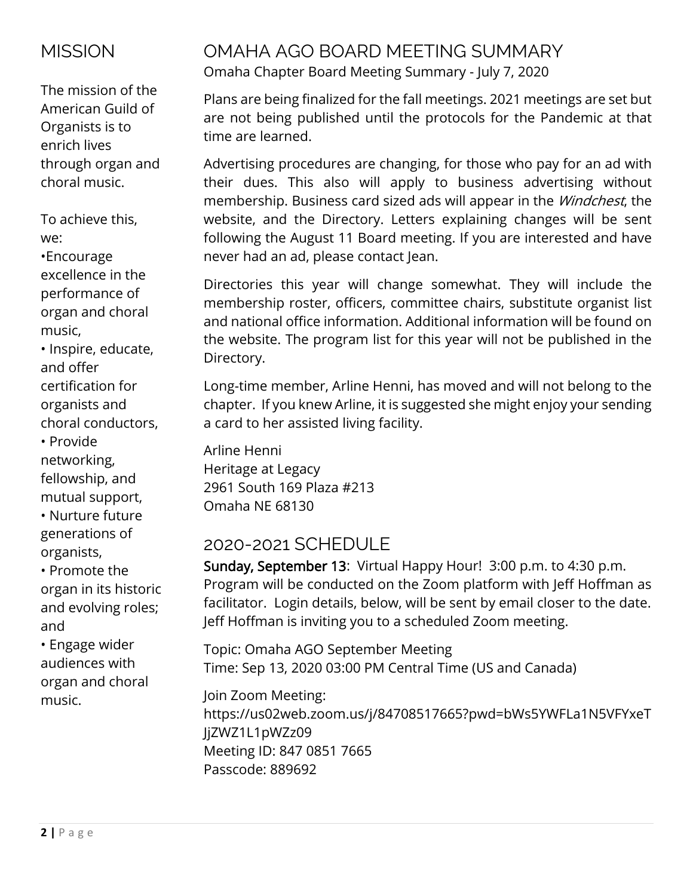## MISSION

The mission of the American Guild of Organists is to enrich lives through organ and choral music.

To achieve this, we:

- Encourage excellence in the performance of organ and choral music,
- Inspire, educate, and offer certification for organists and choral conductors,
- Provide networking, fellowship, and mutual support,
- Nurture future generations of organists,
- Promote the organ in its historic and evolving roles; and
- Engage wider audiences with organ and choral music.

## OMAHA AGO BOARD MEETING SUMMARY

Omaha Chapter Board Meeting Summary - July 7, 2020

Plans are being finalized for the fall meetings. 2021 meetings are set but are not being published until the protocols for the Pandemic at that time are learned.

Advertising procedures are changing, for those who pay for an ad with their dues. This also will apply to business advertising without membership. Business card sized ads will appear in the *Windchest*, the website, and the Directory. Letters explaining changes will be sent following the August 11 Board meeting. If you are interested and have never had an ad, please contact Jean.

Directories this year will change somewhat. They will include the membership roster, officers, committee chairs, substitute organist list and national office information. Additional information will be found on the website. The program list for this year will not be published in the Directory.

Long-time member, Arline Henni, has moved and will not belong to the chapter. If you knew Arline, it is suggested she might enjoy your sending a card to her assisted living facility.

Arline Henni
Heritage at Legacy
2961 South 169 Plaza #213
Omaha NE 68130

## 2020-2021 SCHEDULE

**Sunday, September 13**: Virtual Happy Hour! 3:00 p.m. to 4:30 p.m. Program will be conducted on the Zoom platform with Jeff Hoffman as facilitator. Login details, below, will be sent by email closer to the date. Jeff Hoffman is inviting you to a scheduled Zoom meeting.

Topic: Omaha AGO September Meeting
Time: Sep 13, 2020 03:00 PM Central Time (US and Canada)

Join Zoom Meeting:
https://us02web.zoom.us/j/84708517665?pwd=bWs5YWFLa1N5VFYxeTJjZWZ1L1pWZz09
Meeting ID: 847 0851 7665
Passcode: 889692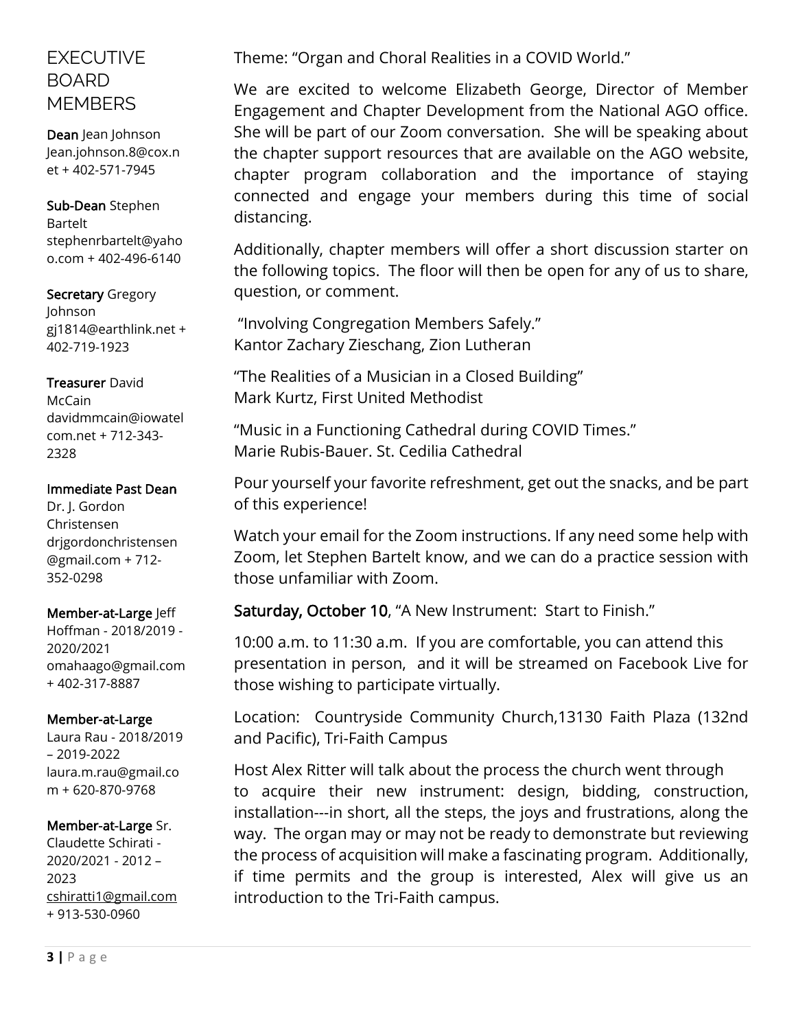## EXECUTIVE BOARD MEMBERS

**Dean** Jean Johnson Jean.johnson.8@cox.net + 402-571-7945

**Sub-Dean** Stephen Bartelt stephenrbartelt@yahoo.com + 402-496-6140

**Secretary** Gregory Johnson gj1814@earthlink.net + 402-719-1923

**Treasurer** David McCain davidmmcain@iowatelcom.net + 712-343-2328

**Immediate Past Dean** Dr. J. Gordon Christensen drjgordonchristensen@gmail.com + 712-352-0298

**Member-at-Large** Jeff Hoffman - 2018/2019 - 2020/2021 omahaago@gmail.com + 402-317-8887

**Member-at-Large** Laura Rau - 2018/2019 – 2019-2022 laura.m.rau@gmail.com + 620-870-9768

**Member-at-Large** Sr. Claudette Schirati - 2020/2021 - 2012 – 2023 cshiratti1@gmail.com + 913-530-0960

Theme: "Organ and Choral Realities in a COVID World."

We are excited to welcome Elizabeth George, Director of Member Engagement and Chapter Development from the National AGO office. She will be part of our Zoom conversation. She will be speaking about the chapter support resources that are available on the AGO website, chapter program collaboration and the importance of staying connected and engage your members during this time of social distancing.

Additionally, chapter members will offer a short discussion starter on the following topics. The floor will then be open for any of us to share, question, or comment.

"Involving Congregation Members Safely."
Kantor Zachary Zieschang, Zion Lutheran

"The Realities of a Musician in a Closed Building"
Mark Kurtz, First United Methodist

"Music in a Functioning Cathedral during COVID Times."
Marie Rubis-Bauer. St. Cedilia Cathedral

Pour yourself your favorite refreshment, get out the snacks, and be part of this experience!

Watch your email for the Zoom instructions. If any need some help with Zoom, let Stephen Bartelt know, and we can do a practice session with those unfamiliar with Zoom.

**Saturday, October 10**, "A New Instrument: Start to Finish."

10:00 a.m. to 11:30 a.m. If you are comfortable, you can attend this presentation in person, and it will be streamed on Facebook Live for those wishing to participate virtually.

Location: Countryside Community Church,13130 Faith Plaza (132nd and Pacific), Tri-Faith Campus

Host Alex Ritter will talk about the process the church went through to acquire their new instrument: design, bidding, construction, installation---in short, all the steps, the joys and frustrations, along the way. The organ may or may not be ready to demonstrate but reviewing the process of acquisition will make a fascinating program. Additionally, if time permits and the group is interested, Alex will give us an introduction to the Tri-Faith campus.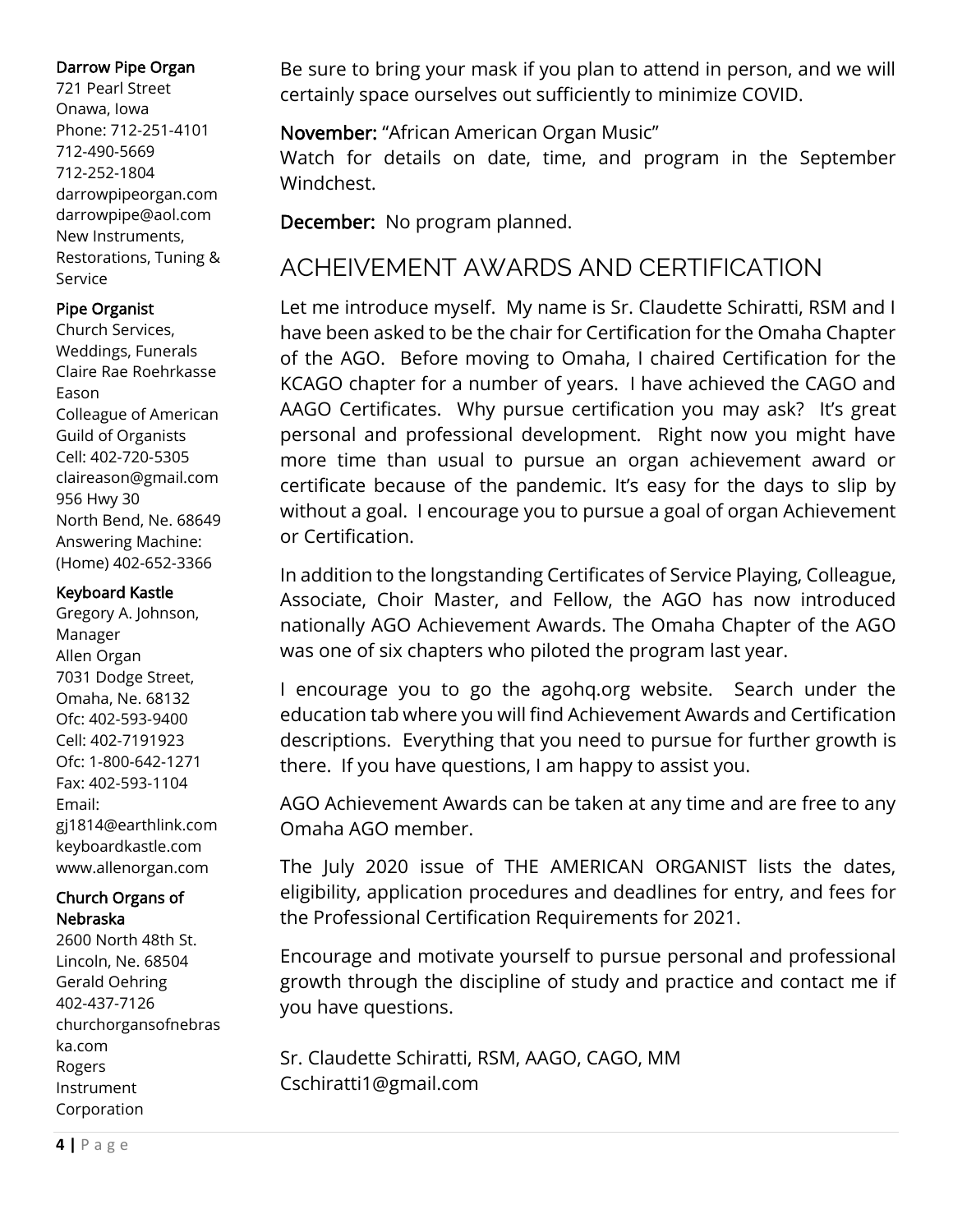**Darrow Pipe Organ**
721 Pearl Street
Onawa, Iowa
Phone: 712-251-4101
712-490-5669
712-252-1804
darrowpipeorgan.com
darrowpipe@aol.com
New Instruments, Restorations, Tuning & Service

**Pipe Organist**
Church Services, Weddings, Funerals
Claire Rae Roehrkasse Eason
Colleague of American Guild of Organists
Cell: 402-720-5305
claireason@gmail.com
956 Hwy 30
North Bend, Ne. 68649
Answering Machine: (Home) 402-652-3366

**Keyboard Kastle**
Gregory A. Johnson, Manager
Allen Organ
7031 Dodge Street, Omaha, Ne. 68132
Ofc: 402-593-9400
Cell: 402-7191923
Ofc: 1-800-642-1271
Fax: 402-593-1104
Email: gj1814@earthlink.com
keyboardkastle.com
www.allenorgan.com

**Church Organs of Nebraska**
2600 North 48th St.
Lincoln, Ne. 68504
Gerald Oehring
402-437-7126
churchorgansofnebraska.com
Rogers Instrument Corporation

Be sure to bring your mask if you plan to attend in person, and we will certainly space ourselves out sufficiently to minimize COVID.

**November:** "African American Organ Music"
Watch for details on date, time, and program in the September Windchest.

**December:** No program planned.

## ACHEIVEMENT AWARDS AND CERTIFICATION

Let me introduce myself. My name is Sr. Claudette Schiratti, RSM and I have been asked to be the chair for Certification for the Omaha Chapter of the AGO. Before moving to Omaha, I chaired Certification for the KCAGO chapter for a number of years. I have achieved the CAGO and AAGO Certificates. Why pursue certification you may ask? It's great personal and professional development. Right now you might have more time than usual to pursue an organ achievement award or certificate because of the pandemic. It's easy for the days to slip by without a goal. I encourage you to pursue a goal of organ Achievement or Certification.

In addition to the longstanding Certificates of Service Playing, Colleague, Associate, Choir Master, and Fellow, the AGO has now introduced nationally AGO Achievement Awards. The Omaha Chapter of the AGO was one of six chapters who piloted the program last year.

I encourage you to go the agohq.org website. Search under the education tab where you will find Achievement Awards and Certification descriptions. Everything that you need to pursue for further growth is there. If you have questions, I am happy to assist you.

AGO Achievement Awards can be taken at any time and are free to any Omaha AGO member.

The July 2020 issue of THE AMERICAN ORGANIST lists the dates, eligibility, application procedures and deadlines for entry, and fees for the Professional Certification Requirements for 2021.

Encourage and motivate yourself to pursue personal and professional growth through the discipline of study and practice and contact me if you have questions.

Sr. Claudette Schiratti, RSM, AAGO, CAGO, MM
Cschiratti1@gmail.com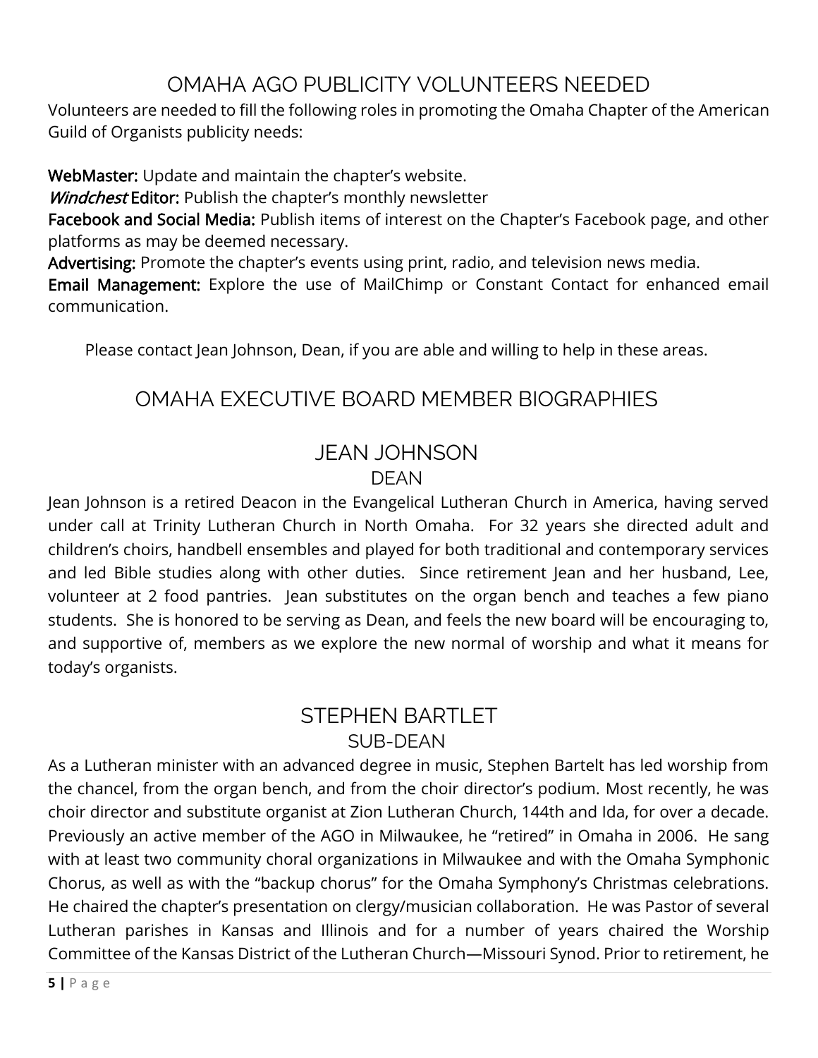## OMAHA AGO PUBLICITY VOLUNTEERS NEEDED

Volunteers are needed to fill the following roles in promoting the Omaha Chapter of the American Guild of Organists publicity needs:

**WebMaster:** Update and maintain the chapter's website.
***Windchest* Editor:** Publish the chapter's monthly newsletter
**Facebook and Social Media:** Publish items of interest on the Chapter's Facebook page, and other platforms as may be deemed necessary.
**Advertising:** Promote the chapter's events using print, radio, and television news media.
**Email Management:** Explore the use of MailChimp or Constant Contact for enhanced email communication.

Please contact Jean Johnson, Dean, if you are able and willing to help in these areas.

## OMAHA EXECUTIVE BOARD MEMBER BIOGRAPHIES

### JEAN JOHNSON
#### DEAN

Jean Johnson is a retired Deacon in the Evangelical Lutheran Church in America, having served under call at Trinity Lutheran Church in North Omaha. For 32 years she directed adult and children's choirs, handbell ensembles and played for both traditional and contemporary services and led Bible studies along with other duties. Since retirement Jean and her husband, Lee, volunteer at 2 food pantries. Jean substitutes on the organ bench and teaches a few piano students. She is honored to be serving as Dean, and feels the new board will be encouraging to, and supportive of, members as we explore the new normal of worship and what it means for today's organists.

### STEPHEN BARTLET
#### SUB-DEAN

As a Lutheran minister with an advanced degree in music, Stephen Bartelt has led worship from the chancel, from the organ bench, and from the choir director's podium. Most recently, he was choir director and substitute organist at Zion Lutheran Church, 144th and Ida, for over a decade. Previously an active member of the AGO in Milwaukee, he "retired" in Omaha in 2006. He sang with at least two community choral organizations in Milwaukee and with the Omaha Symphonic Chorus, as well as with the "backup chorus" for the Omaha Symphony's Christmas celebrations. He chaired the chapter's presentation on clergy/musician collaboration. He was Pastor of several Lutheran parishes in Kansas and Illinois and for a number of years chaired the Worship Committee of the Kansas District of the Lutheran Church—Missouri Synod. Prior to retirement, he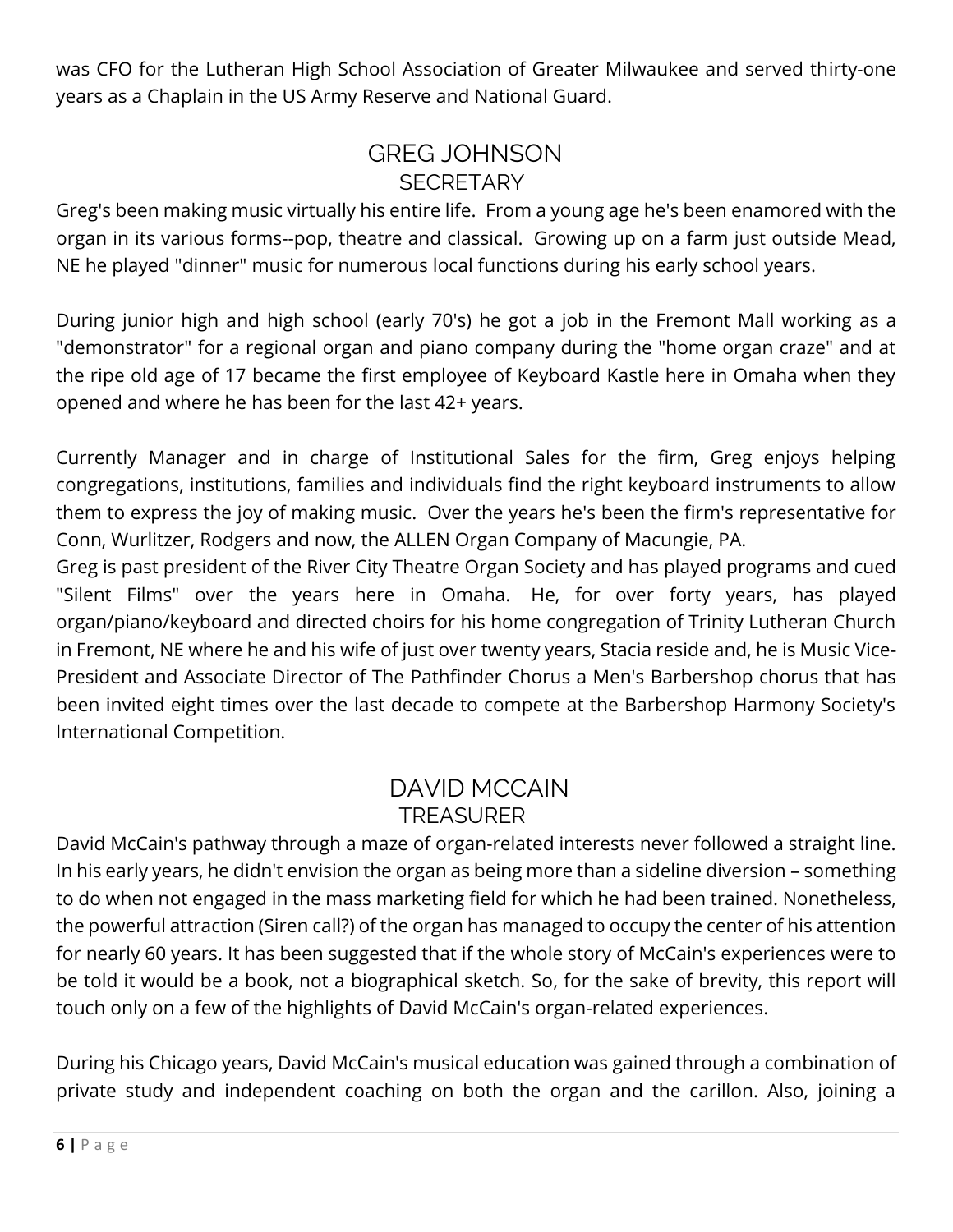was CFO for the Lutheran High School Association of Greater Milwaukee and served thirty-one years as a Chaplain in the US Army Reserve and National Guard.

## GREG JOHNSON
### SECRETARY

Greg's been making music virtually his entire life. From a young age he's been enamored with the organ in its various forms--pop, theatre and classical. Growing up on a farm just outside Mead, NE he played "dinner" music for numerous local functions during his early school years.

During junior high and high school (early 70's) he got a job in the Fremont Mall working as a "demonstrator" for a regional organ and piano company during the "home organ craze" and at the ripe old age of 17 became the first employee of Keyboard Kastle here in Omaha when they opened and where he has been for the last 42+ years.

Currently Manager and in charge of Institutional Sales for the firm, Greg enjoys helping congregations, institutions, families and individuals find the right keyboard instruments to allow them to express the joy of making music. Over the years he's been the firm's representative for Conn, Wurlitzer, Rodgers and now, the ALLEN Organ Company of Macungie, PA.
Greg is past president of the River City Theatre Organ Society and has played programs and cued "Silent Films" over the years here in Omaha. He, for over forty years, has played organ/piano/keyboard and directed choirs for his home congregation of Trinity Lutheran Church in Fremont, NE where he and his wife of just over twenty years, Stacia reside and, he is Music Vice-President and Associate Director of The Pathfinder Chorus a Men's Barbershop chorus that has been invited eight times over the last decade to compete at the Barbershop Harmony Society's International Competition.

## DAVID MCCAIN
### TREASURER

David McCain's pathway through a maze of organ-related interests never followed a straight line. In his early years, he didn't envision the organ as being more than a sideline diversion – something to do when not engaged in the mass marketing field for which he had been trained. Nonetheless, the powerful attraction (Siren call?) of the organ has managed to occupy the center of his attention for nearly 60 years. It has been suggested that if the whole story of McCain's experiences were to be told it would be a book, not a biographical sketch. So, for the sake of brevity, this report will touch only on a few of the highlights of David McCain's organ-related experiences.

During his Chicago years, David McCain's musical education was gained through a combination of private study and independent coaching on both the organ and the carillon. Also, joining a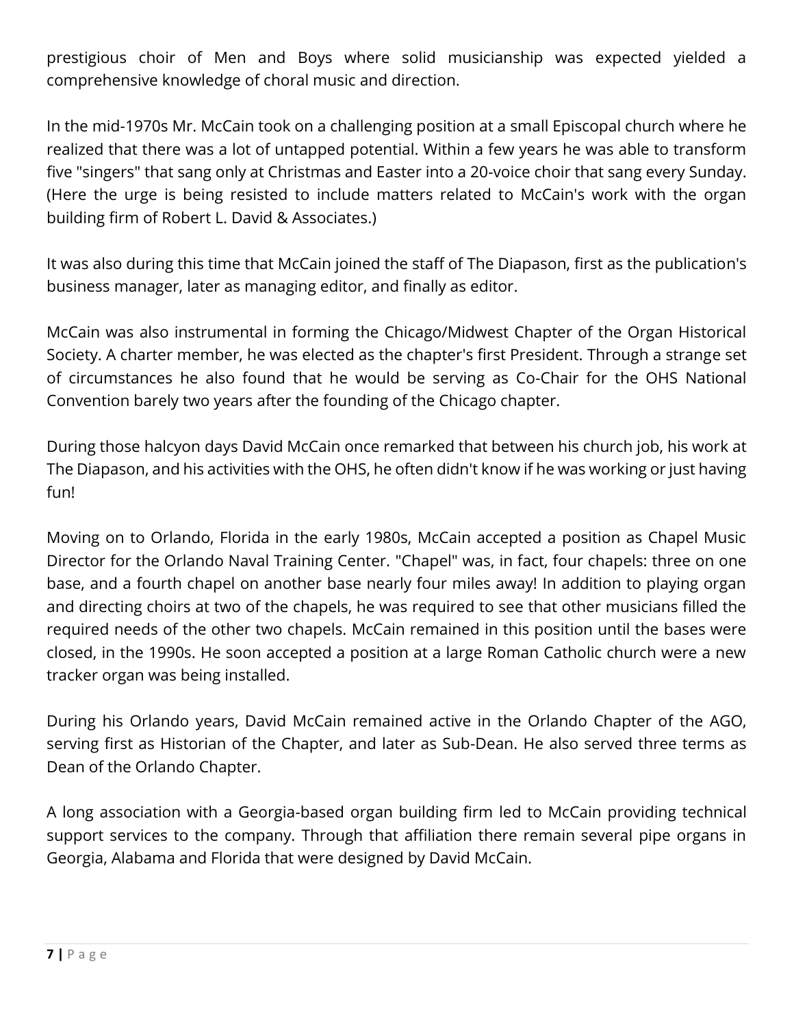prestigious choir of Men and Boys where solid musicianship was expected yielded a comprehensive knowledge of choral music and direction.

In the mid-1970s Mr. McCain took on a challenging position at a small Episcopal church where he realized that there was a lot of untapped potential. Within a few years he was able to transform five "singers" that sang only at Christmas and Easter into a 20-voice choir that sang every Sunday. (Here the urge is being resisted to include matters related to McCain's work with the organ building firm of Robert L. David & Associates.)

It was also during this time that McCain joined the staff of The Diapason, first as the publication's business manager, later as managing editor, and finally as editor.

McCain was also instrumental in forming the Chicago/Midwest Chapter of the Organ Historical Society. A charter member, he was elected as the chapter's first President. Through a strange set of circumstances he also found that he would be serving as Co-Chair for the OHS National Convention barely two years after the founding of the Chicago chapter.

During those halcyon days David McCain once remarked that between his church job, his work at The Diapason, and his activities with the OHS, he often didn't know if he was working or just having fun!

Moving on to Orlando, Florida in the early 1980s, McCain accepted a position as Chapel Music Director for the Orlando Naval Training Center. "Chapel" was, in fact, four chapels: three on one base, and a fourth chapel on another base nearly four miles away! In addition to playing organ and directing choirs at two of the chapels, he was required to see that other musicians filled the required needs of the other two chapels. McCain remained in this position until the bases were closed, in the 1990s. He soon accepted a position at a large Roman Catholic church were a new tracker organ was being installed.

During his Orlando years, David McCain remained active in the Orlando Chapter of the AGO, serving first as Historian of the Chapter, and later as Sub-Dean. He also served three terms as Dean of the Orlando Chapter.

A long association with a Georgia-based organ building firm led to McCain providing technical support services to the company. Through that affiliation there remain several pipe organs in Georgia, Alabama and Florida that were designed by David McCain.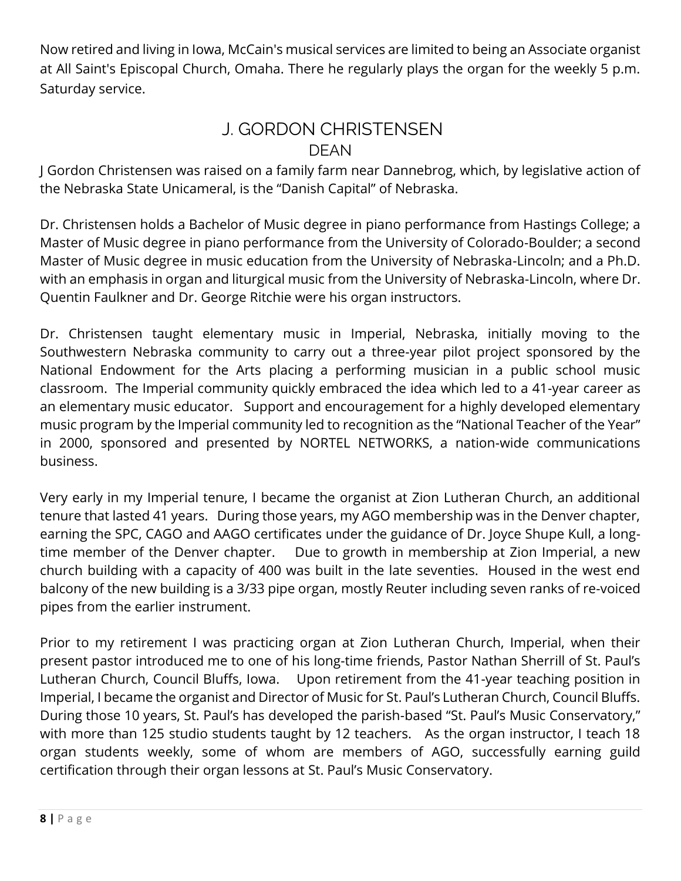Now retired and living in Iowa, McCain's musical services are limited to being an Associate organist at All Saint's Episcopal Church, Omaha. There he regularly plays the organ for the weekly 5 p.m. Saturday service.

## J. GORDON CHRISTENSEN
### DEAN

J Gordon Christensen was raised on a family farm near Dannebrog, which, by legislative action of the Nebraska State Unicameral, is the "Danish Capital" of Nebraska.

Dr. Christensen holds a Bachelor of Music degree in piano performance from Hastings College; a Master of Music degree in piano performance from the University of Colorado-Boulder; a second Master of Music degree in music education from the University of Nebraska-Lincoln; and a Ph.D. with an emphasis in organ and liturgical music from the University of Nebraska-Lincoln, where Dr. Quentin Faulkner and Dr. George Ritchie were his organ instructors.

Dr. Christensen taught elementary music in Imperial, Nebraska, initially moving to the Southwestern Nebraska community to carry out a three-year pilot project sponsored by the National Endowment for the Arts placing a performing musician in a public school music classroom. The Imperial community quickly embraced the idea which led to a 41-year career as an elementary music educator. Support and encouragement for a highly developed elementary music program by the Imperial community led to recognition as the "National Teacher of the Year" in 2000, sponsored and presented by NORTEL NETWORKS, a nation-wide communications business.

Very early in my Imperial tenure, I became the organist at Zion Lutheran Church, an additional tenure that lasted 41 years. During those years, my AGO membership was in the Denver chapter, earning the SPC, CAGO and AAGO certificates under the guidance of Dr. Joyce Shupe Kull, a long-time member of the Denver chapter. Due to growth in membership at Zion Imperial, a new church building with a capacity of 400 was built in the late seventies. Housed in the west end balcony of the new building is a 3/33 pipe organ, mostly Reuter including seven ranks of re-voiced pipes from the earlier instrument.

Prior to my retirement I was practicing organ at Zion Lutheran Church, Imperial, when their present pastor introduced me to one of his long-time friends, Pastor Nathan Sherrill of St. Paul's Lutheran Church, Council Bluffs, Iowa. Upon retirement from the 41-year teaching position in Imperial, I became the organist and Director of Music for St. Paul's Lutheran Church, Council Bluffs. During those 10 years, St. Paul's has developed the parish-based "St. Paul's Music Conservatory," with more than 125 studio students taught by 12 teachers. As the organ instructor, I teach 18 organ students weekly, some of whom are members of AGO, successfully earning guild certification through their organ lessons at St. Paul's Music Conservatory.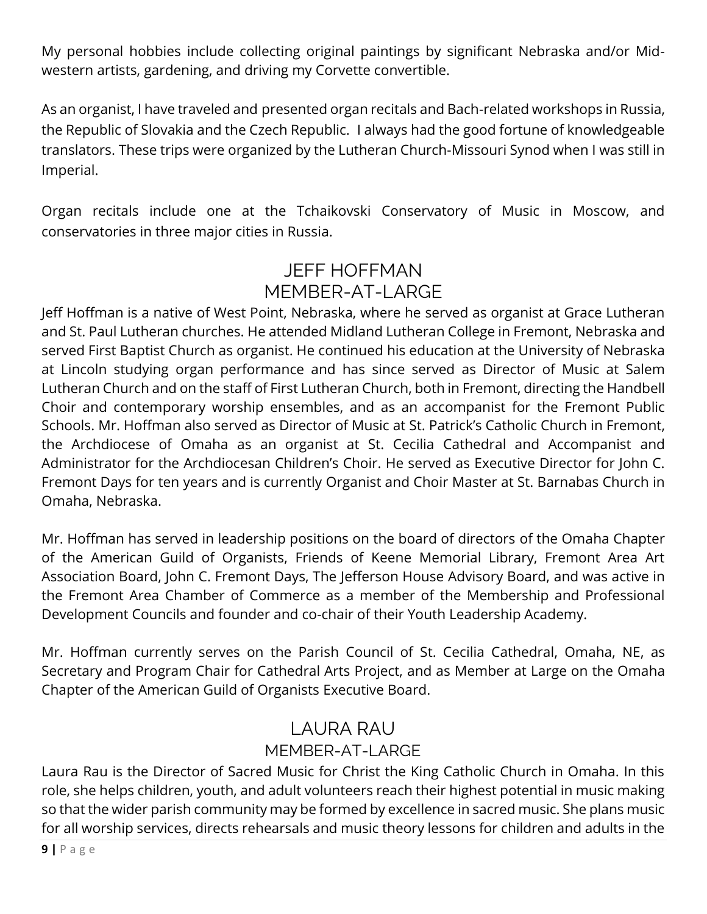My personal hobbies include collecting original paintings by significant Nebraska and/or Mid-western artists, gardening, and driving my Corvette convertible.

As an organist, I have traveled and presented organ recitals and Bach-related workshops in Russia, the Republic of Slovakia and the Czech Republic. I always had the good fortune of knowledgeable translators. These trips were organized by the Lutheran Church-Missouri Synod when I was still in Imperial.

Organ recitals include one at the Tchaikovski Conservatory of Music in Moscow, and conservatories in three major cities in Russia.

## JEFF HOFFMAN
### MEMBER-AT-LARGE

Jeff Hoffman is a native of West Point, Nebraska, where he served as organist at Grace Lutheran and St. Paul Lutheran churches. He attended Midland Lutheran College in Fremont, Nebraska and served First Baptist Church as organist. He continued his education at the University of Nebraska at Lincoln studying organ performance and has since served as Director of Music at Salem Lutheran Church and on the staff of First Lutheran Church, both in Fremont, directing the Handbell Choir and contemporary worship ensembles, and as an accompanist for the Fremont Public Schools. Mr. Hoffman also served as Director of Music at St. Patrick's Catholic Church in Fremont, the Archdiocese of Omaha as an organist at St. Cecilia Cathedral and Accompanist and Administrator for the Archdiocesan Children's Choir. He served as Executive Director for John C. Fremont Days for ten years and is currently Organist and Choir Master at St. Barnabas Church in Omaha, Nebraska.

Mr. Hoffman has served in leadership positions on the board of directors of the Omaha Chapter of the American Guild of Organists, Friends of Keene Memorial Library, Fremont Area Art Association Board, John C. Fremont Days, The Jefferson House Advisory Board, and was active in the Fremont Area Chamber of Commerce as a member of the Membership and Professional Development Councils and founder and co-chair of their Youth Leadership Academy.

Mr. Hoffman currently serves on the Parish Council of St. Cecilia Cathedral, Omaha, NE, as Secretary and Program Chair for Cathedral Arts Project, and as Member at Large on the Omaha Chapter of the American Guild of Organists Executive Board.

## LAURA RAU
### MEMBER-AT-LARGE

Laura Rau is the Director of Sacred Music for Christ the King Catholic Church in Omaha. In this role, she helps children, youth, and adult volunteers reach their highest potential in music making so that the wider parish community may be formed by excellence in sacred music. She plans music for all worship services, directs rehearsals and music theory lessons for children and adults in the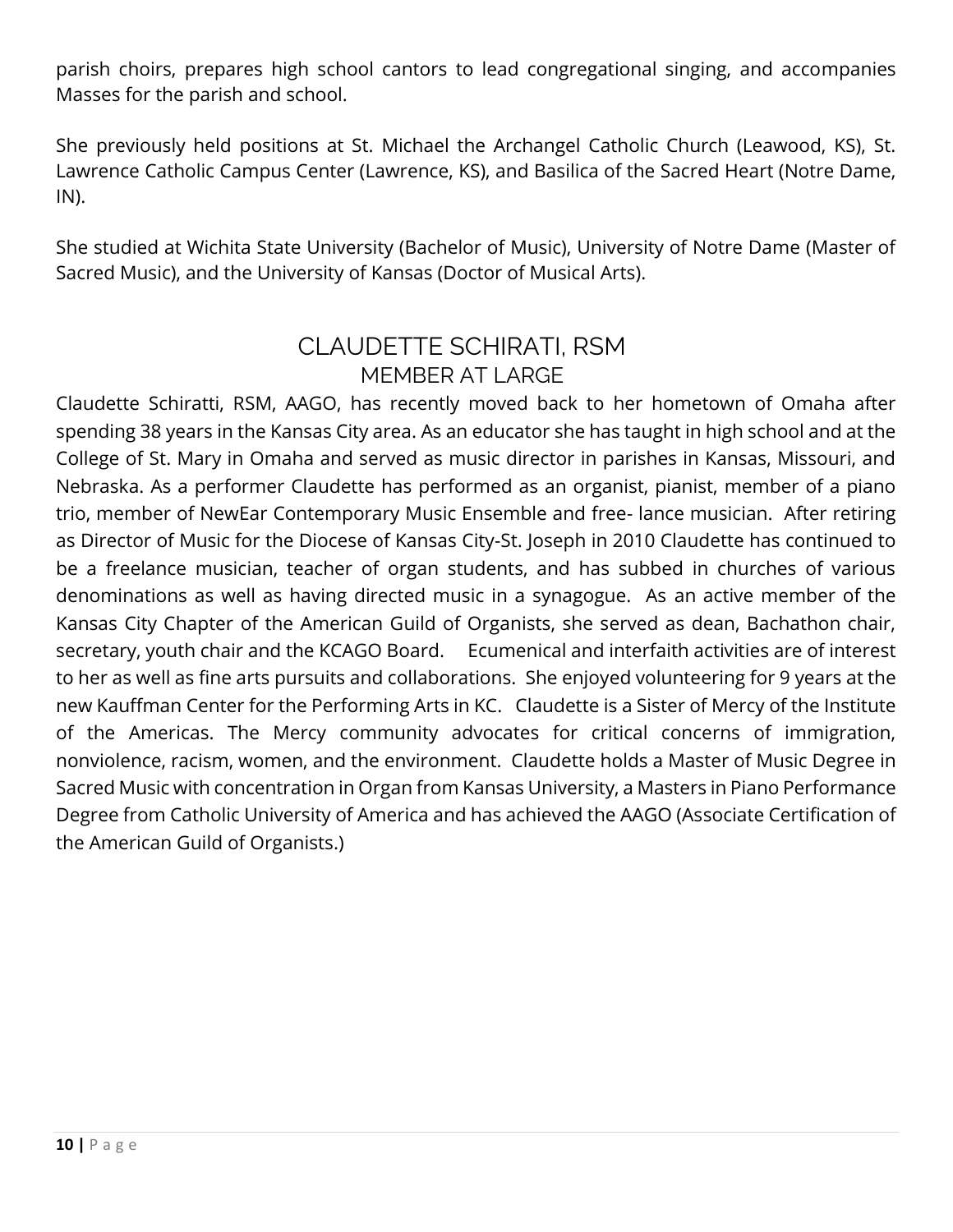parish choirs, prepares high school cantors to lead congregational singing, and accompanies Masses for the parish and school.

She previously held positions at St. Michael the Archangel Catholic Church (Leawood, KS), St. Lawrence Catholic Campus Center (Lawrence, KS), and Basilica of the Sacred Heart (Notre Dame, IN).

She studied at Wichita State University (Bachelor of Music), University of Notre Dame (Master of Sacred Music), and the University of Kansas (Doctor of Musical Arts).

## CLAUDETTE SCHIRATI, RSM
### MEMBER AT LARGE

Claudette Schiratti, RSM, AAGO, has recently moved back to her hometown of Omaha after spending 38 years in the Kansas City area. As an educator she has taught in high school and at the College of St. Mary in Omaha and served as music director in parishes in Kansas, Missouri, and Nebraska. As a performer Claudette has performed as an organist, pianist, member of a piano trio, member of NewEar Contemporary Music Ensemble and free- lance musician. After retiring as Director of Music for the Diocese of Kansas City-St. Joseph in 2010 Claudette has continued to be a freelance musician, teacher of organ students, and has subbed in churches of various denominations as well as having directed music in a synagogue. As an active member of the Kansas City Chapter of the American Guild of Organists, she served as dean, Bachathon chair, secretary, youth chair and the KCAGO Board. Ecumenical and interfaith activities are of interest to her as well as fine arts pursuits and collaborations. She enjoyed volunteering for 9 years at the new Kauffman Center for the Performing Arts in KC. Claudette is a Sister of Mercy of the Institute of the Americas. The Mercy community advocates for critical concerns of immigration, nonviolence, racism, women, and the environment. Claudette holds a Master of Music Degree in Sacred Music with concentration in Organ from Kansas University, a Masters in Piano Performance Degree from Catholic University of America and has achieved the AAGO (Associate Certification of the American Guild of Organists.)